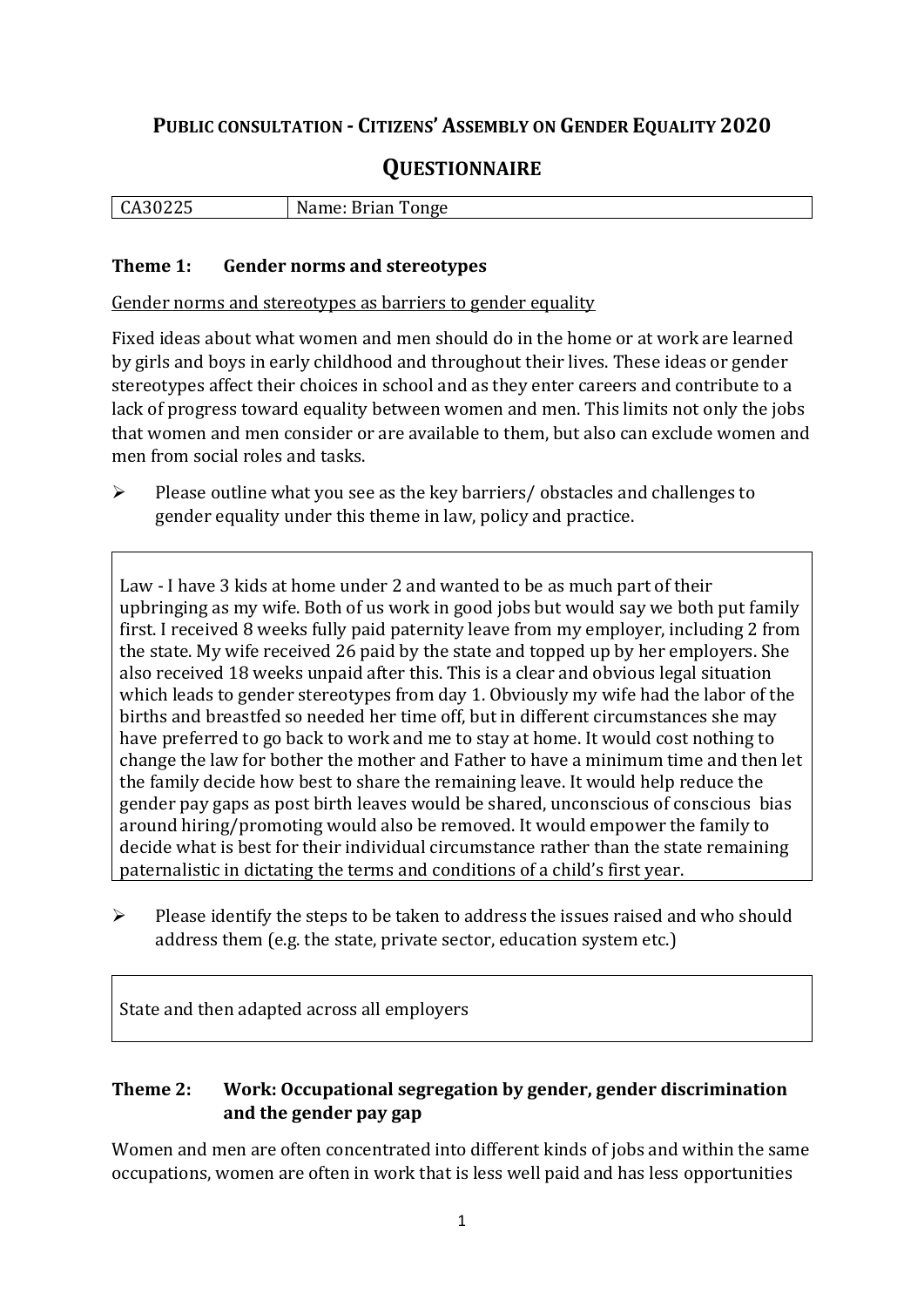# Public consultation - Citizens' Assembly on Gender Equality 2020

## Questionnaire

| CA30225 | Name: Brian Tonge |
|---|---|

### Theme 1: Gender norms and stereotypes

Gender norms and stereotypes as barriers to gender equality

Fixed ideas about what women and men should do in the home or at work are learned by girls and boys in early childhood and throughout their lives. These ideas or gender stereotypes affect their choices in school and as they enter careers and contribute to a lack of progress toward equality between women and men. This limits not only the jobs that women and men consider or are available to them, but also can exclude women and men from social roles and tasks.

➢ Please outline what you see as the key barriers/ obstacles and challenges to gender equality under this theme in law, policy and practice.

> Law - I have 3 kids at home under 2 and wanted to be as much part of their upbringing as my wife. Both of us work in good jobs but would say we both put family first. I received 8 weeks fully paid paternity leave from my employer, including 2 from the state. My wife received 26 paid by the state and topped up by her employers. She also received 18 weeks unpaid after this. This is a clear and obvious legal situation which leads to gender stereotypes from day 1. Obviously my wife had the labor of the births and breastfed so needed her time off, but in different circumstances she may have preferred to go back to work and me to stay at home. It would cost nothing to change the law for bother the mother and Father to have a minimum time and then let the family decide how best to share the remaining leave. It would help reduce the gender pay gaps as post birth leaves would be shared, unconscious of conscious bias around hiring/promoting would also be removed. It would empower the family to decide what is best for their individual circumstance rather than the state remaining paternalistic in dictating the terms and conditions of a child's first year.

➢ Please identify the steps to be taken to address the issues raised and who should address them (e.g. the state, private sector, education system etc.)

> State and then adapted across all employers

### Theme 2: Work: Occupational segregation by gender, gender discrimination and the gender pay gap

Women and men are often concentrated into different kinds of jobs and within the same occupations, women are often in work that is less well paid and has less opportunities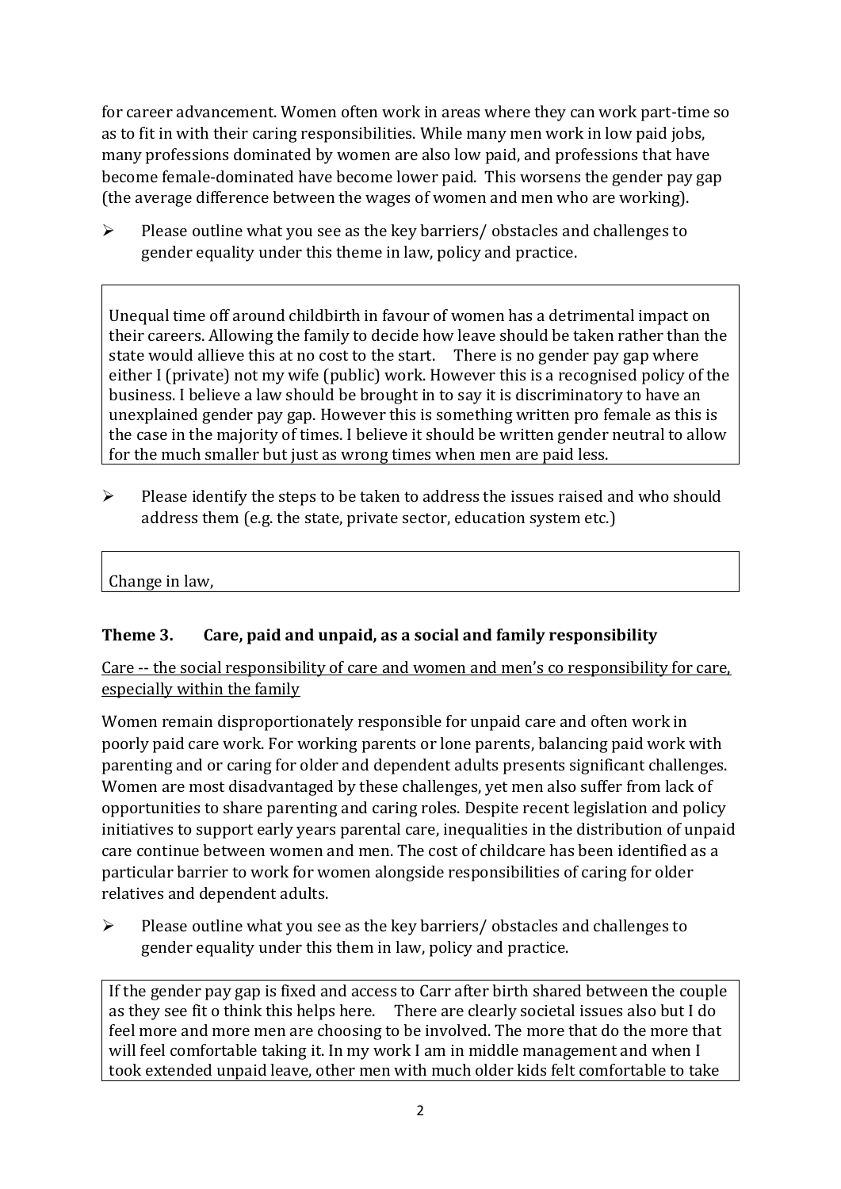for career advancement. Women often work in areas where they can work part-time so as to fit in with their caring responsibilities. While many men work in low paid jobs, many professions dominated by women are also low paid, and professions that have become female-dominated have become lower paid. This worsens the gender pay gap (the average difference between the wages of women and men who are working).

➢ Please outline what you see as the key barriers/ obstacles and challenges to gender equality under this theme in law, policy and practice.

> Unequal time off around childbirth in favour of women has a detrimental impact on their careers. Allowing the family to decide how leave should be taken rather than the state would allieve this at no cost to the start. There is no gender pay gap where either I (private) not my wife (public) work. However this is a recognised policy of the business. I believe a law should be brought in to say it is discriminatory to have an unexplained gender pay gap. However this is something written pro female as this is the case in the majority of times. I believe it should be written gender neutral to allow for the much smaller but just as wrong times when men are paid less.

➢ Please identify the steps to be taken to address the issues raised and who should address them (e.g. the state, private sector, education system etc.)

> Change in law,

## Theme 3. Care, paid and unpaid, as a social and family responsibility

Care -- the social responsibility of care and women and men's co responsibility for care, especially within the family

Women remain disproportionately responsible for unpaid care and often work in poorly paid care work. For working parents or lone parents, balancing paid work with parenting and or caring for older and dependent adults presents significant challenges. Women are most disadvantaged by these challenges, yet men also suffer from lack of opportunities to share parenting and caring roles. Despite recent legislation and policy initiatives to support early years parental care, inequalities in the distribution of unpaid care continue between women and men. The cost of childcare has been identified as a particular barrier to work for women alongside responsibilities of caring for older relatives and dependent adults.

➢ Please outline what you see as the key barriers/ obstacles and challenges to gender equality under this them in law, policy and practice.

> If the gender pay gap is fixed and access to Carr after birth shared between the couple as they see fit o think this helps here. There are clearly societal issues also but I do feel more and more men are choosing to be involved. The more that do the more that will feel comfortable taking it. In my work I am in middle management and when I took extended unpaid leave, other men with much older kids felt comfortable to take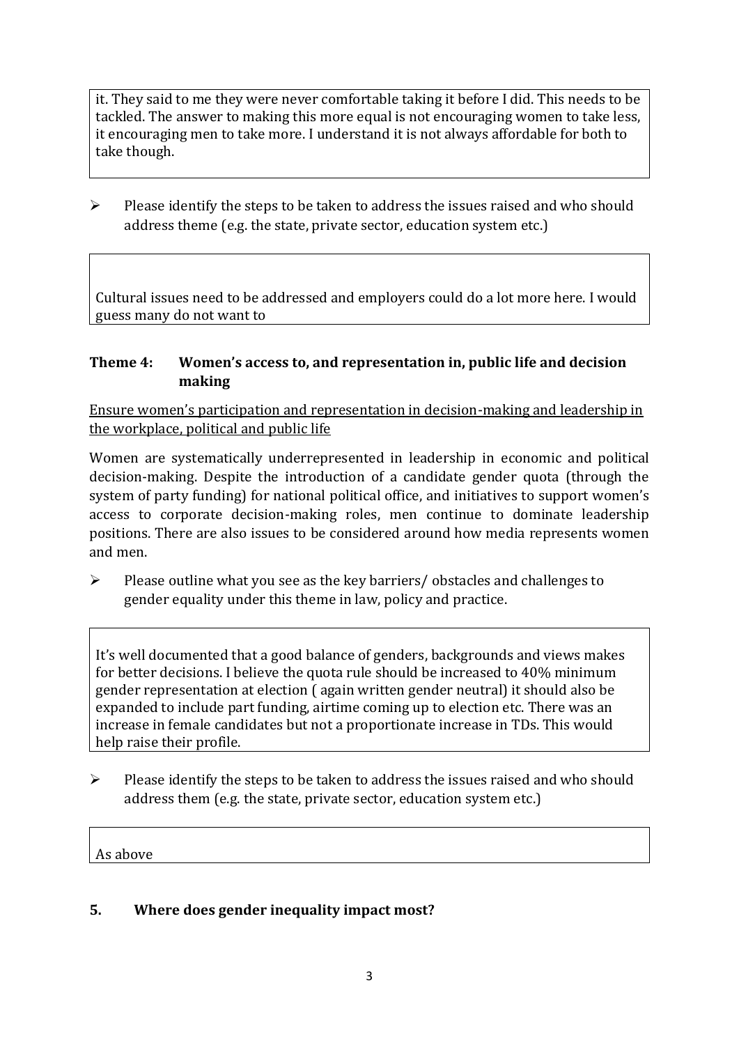it. They said to me they were never comfortable taking it before I did. This needs to be tackled. The answer to making this more equal is not encouraging women to take less, it encouraging men to take more. I understand it is not always affordable for both to take though.

- Please identify the steps to be taken to address the issues raised and who should address theme (e.g. the state, private sector, education system etc.)

Cultural issues need to be addressed and employers could do a lot more here. I would guess many do not want to

### Theme 4: Women's access to, and representation in, public life and decision making

Ensure women's participation and representation in decision-making and leadership in the workplace, political and public life

Women are systematically underrepresented in leadership in economic and political decision-making. Despite the introduction of a candidate gender quota (through the system of party funding) for national political office, and initiatives to support women's access to corporate decision-making roles, men continue to dominate leadership positions. There are also issues to be considered around how media represents women and men.

- Please outline what you see as the key barriers/ obstacles and challenges to gender equality under this theme in law, policy and practice.

It's well documented that a good balance of genders, backgrounds and views makes for better decisions. I believe the quota rule should be increased to 40% minimum gender representation at election ( again written gender neutral) it should also be expanded to include part funding, airtime coming up to election etc. There was an increase in female candidates but not a proportionate increase in TDs. This would help raise their profile.

- Please identify the steps to be taken to address the issues raised and who should address them (e.g. the state, private sector, education system etc.)

As above

## 5. Where does gender inequality impact most?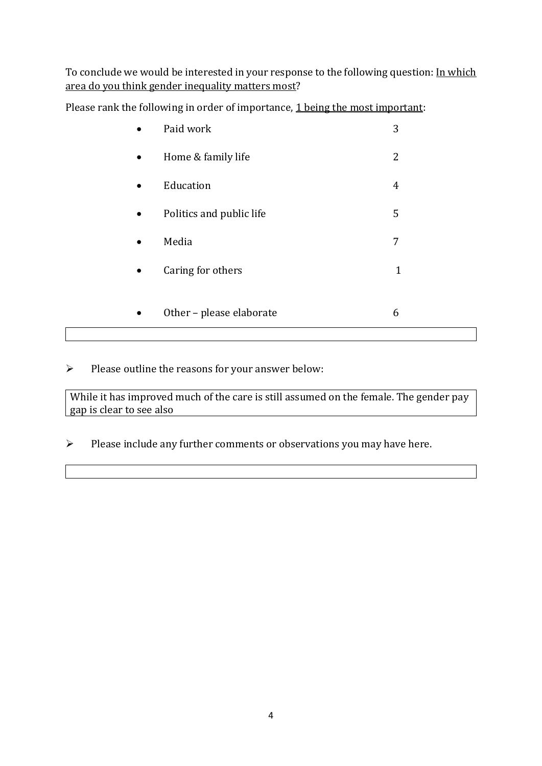To conclude we would be interested in your response to the following question: <u>In which area do you think gender inequality matters most</u>?

Please rank the following in order of importance, <u>1 being the most important</u>:

| | |
|---|---|
| • Paid work | 3 |
| • Home & family life | 2 |
| • Education | 4 |
| • Politics and public life | 5 |
| • Media | 7 |
| • Caring for others | 1 |
| • Other – please elaborate | 6 |

- Please outline the reasons for your answer below:

While it has improved much of the care is still assumed on the female. The gender pay gap is clear to see also

- Please include any further comments or observations you may have here.